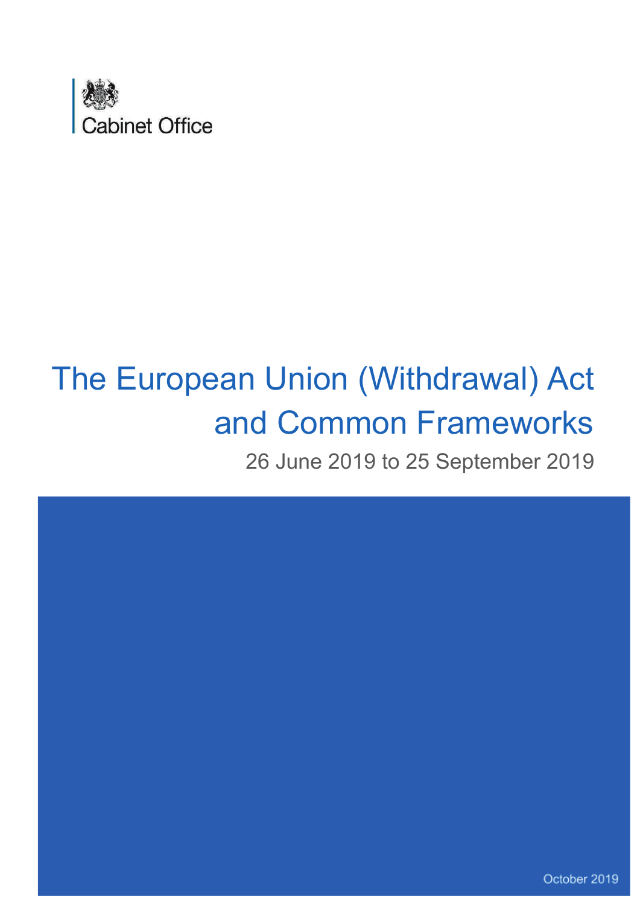Cabinet Office

# The European Union (Withdrawal) Act and Common Frameworks

26 June 2019 to 25 September 2019

October 2019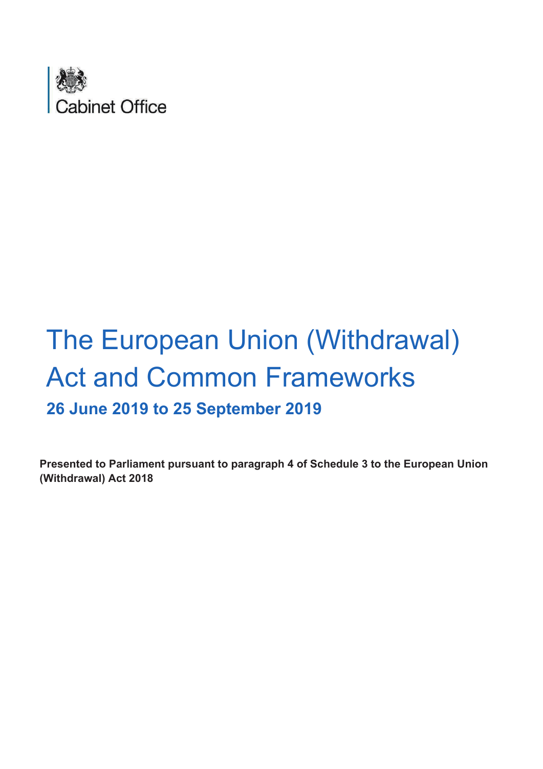Cabinet Office

# The European Union (Withdrawal) Act and Common Frameworks

## 26 June 2019 to 25 September 2019

**Presented to Parliament pursuant to paragraph 4 of Schedule 3 to the European Union (Withdrawal) Act 2018**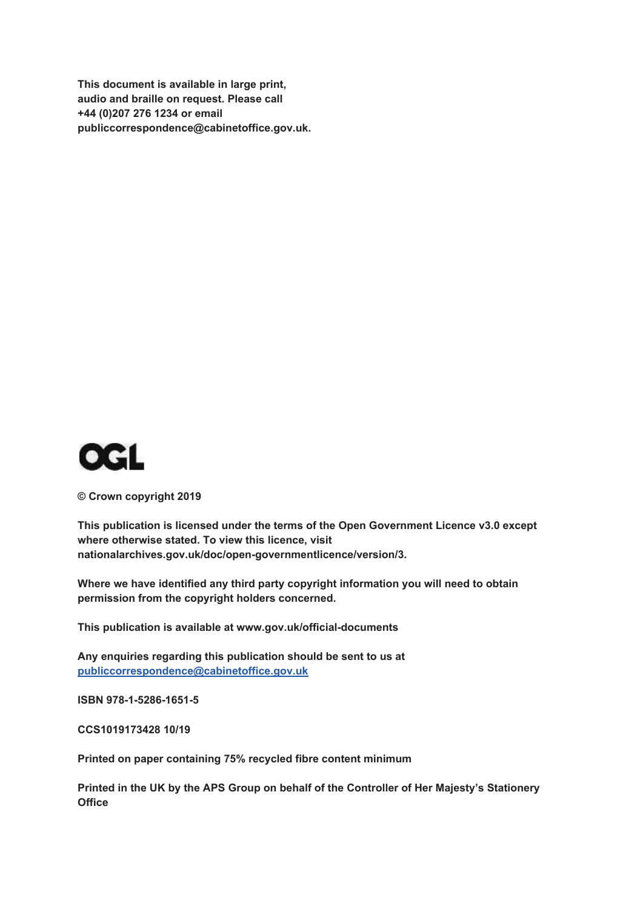**This document is available in large print, audio and braille on request. Please call +44 (0)207 276 1234 or email publiccorrespondence@cabinetoffice.gov.uk.**

**OGL**

**© Crown copyright 2019**

**This publication is licensed under the terms of the Open Government Licence v3.0 except where otherwise stated. To view this licence, visit nationalarchives.gov.uk/doc/open-governmentlicence/version/3.**

**Where we have identified any third party copyright information you will need to obtain permission from the copyright holders concerned.**

**This publication is available at www.gov.uk/official-documents**

**Any enquiries regarding this publication should be sent to us at [publiccorrespondence@cabinetoffice.gov.uk](mailto:publiccorrespondence@cabinetoffice.gov.uk)**

**ISBN 978-1-5286-1651-5**

**CCS1019173428 10/19**

**Printed on paper containing 75% recycled fibre content minimum**

**Printed in the UK by the APS Group on behalf of the Controller of Her Majesty's Stationery Office**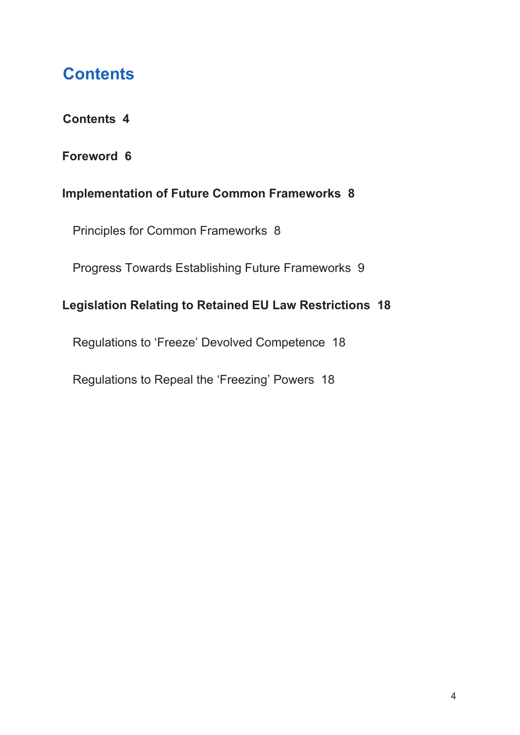# Contents

**Contents 4**

**Foreword 6**

**Implementation of Future Common Frameworks 8**

Principles for Common Frameworks 8

Progress Towards Establishing Future Frameworks 9

**Legislation Relating to Retained EU Law Restrictions 18**

Regulations to 'Freeze' Devolved Competence 18

Regulations to Repeal the 'Freezing' Powers 18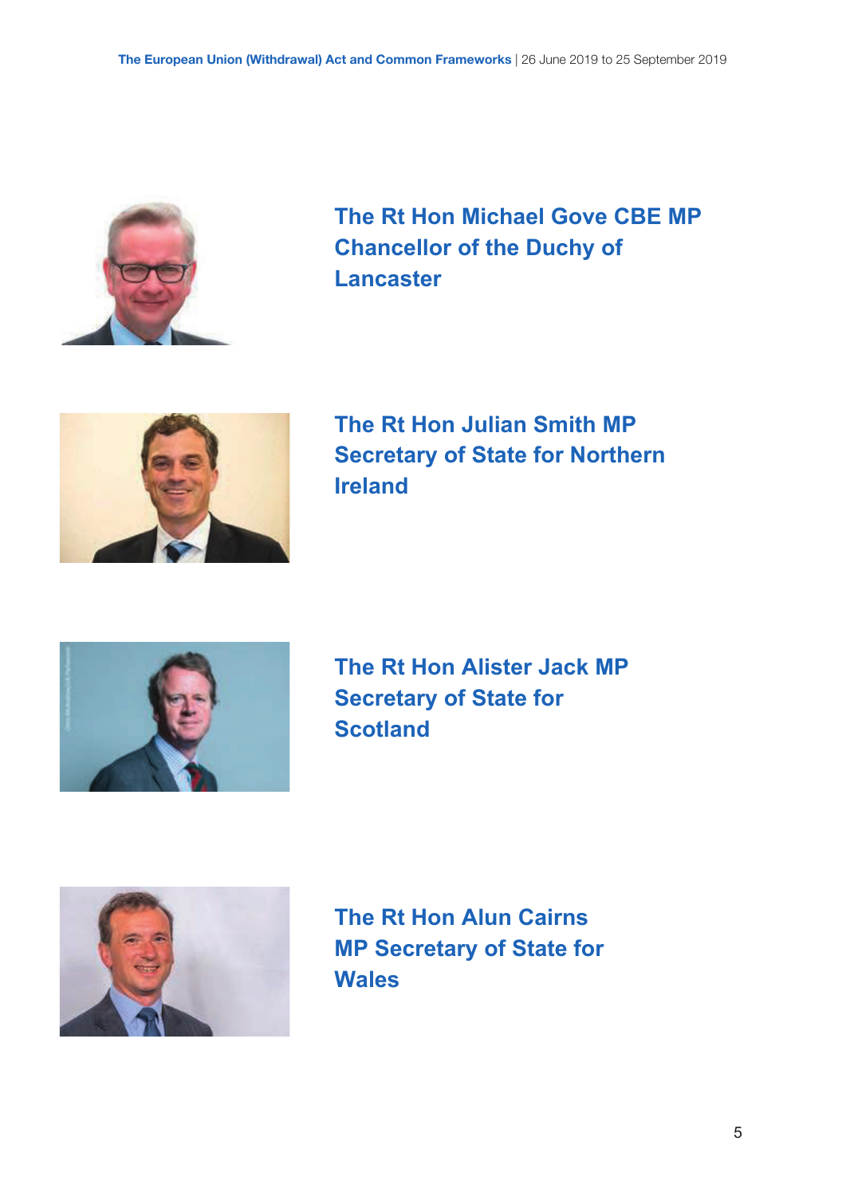**The Rt Hon Michael Gove CBE MP**
**Chancellor of the Duchy of Lancaster**

**The Rt Hon Julian Smith MP**
**Secretary of State for Northern Ireland**

**The Rt Hon Alister Jack MP**
**Secretary of State for Scotland**

**The Rt Hon Alun Cairns MP Secretary of State for Wales**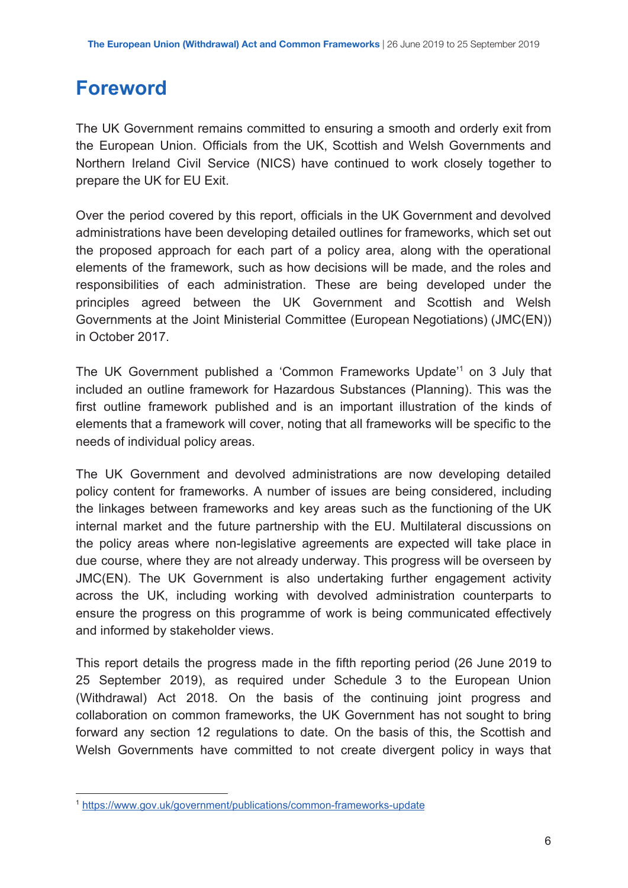# Foreword

The UK Government remains committed to ensuring a smooth and orderly exit from the European Union. Officials from the UK, Scottish and Welsh Governments and Northern Ireland Civil Service (NICS) have continued to work closely together to prepare the UK for EU Exit.

Over the period covered by this report, officials in the UK Government and devolved administrations have been developing detailed outlines for frameworks, which set out the proposed approach for each part of a policy area, along with the operational elements of the framework, such as how decisions will be made, and the roles and responsibilities of each administration. These are being developed under the principles agreed between the UK Government and Scottish and Welsh Governments at the Joint Ministerial Committee (European Negotiations) (JMC(EN)) in October 2017.

The UK Government published a 'Common Frameworks Update'[1] on 3 July that included an outline framework for Hazardous Substances (Planning). This was the first outline framework published and is an important illustration of the kinds of elements that a framework will cover, noting that all frameworks will be specific to the needs of individual policy areas.

The UK Government and devolved administrations are now developing detailed policy content for frameworks. A number of issues are being considered, including the linkages between frameworks and key areas such as the functioning of the UK internal market and the future partnership with the EU. Multilateral discussions on the policy areas where non-legislative agreements are expected will take place in due course, where they are not already underway. This progress will be overseen by JMC(EN). The UK Government is also undertaking further engagement activity across the UK, including working with devolved administration counterparts to ensure the progress on this programme of work is being communicated effectively and informed by stakeholder views.

This report details the progress made in the fifth reporting period (26 June 2019 to 25 September 2019), as required under Schedule 3 to the European Union (Withdrawal) Act 2018. On the basis of the continuing joint progress and collaboration on common frameworks, the UK Government has not sought to bring forward any section 12 regulations to date. On the basis of this, the Scottish and Welsh Governments have committed to not create divergent policy in ways that

[1] https://www.gov.uk/government/publications/common-frameworks-update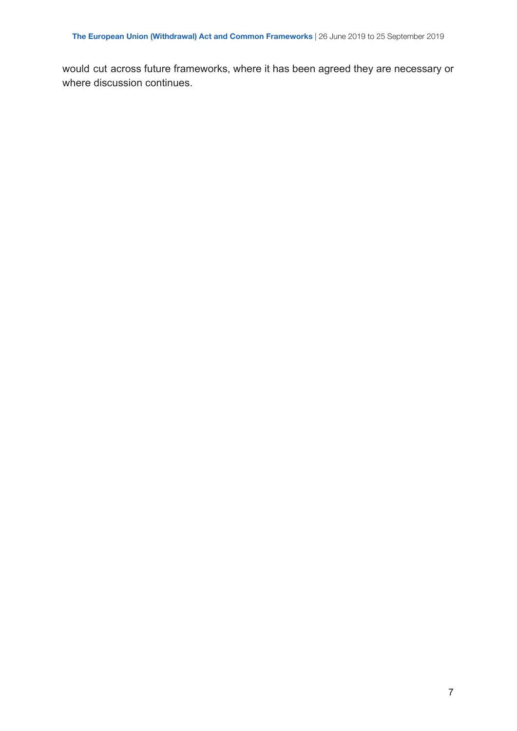would cut across future frameworks, where it has been agreed they are necessary or where discussion continues.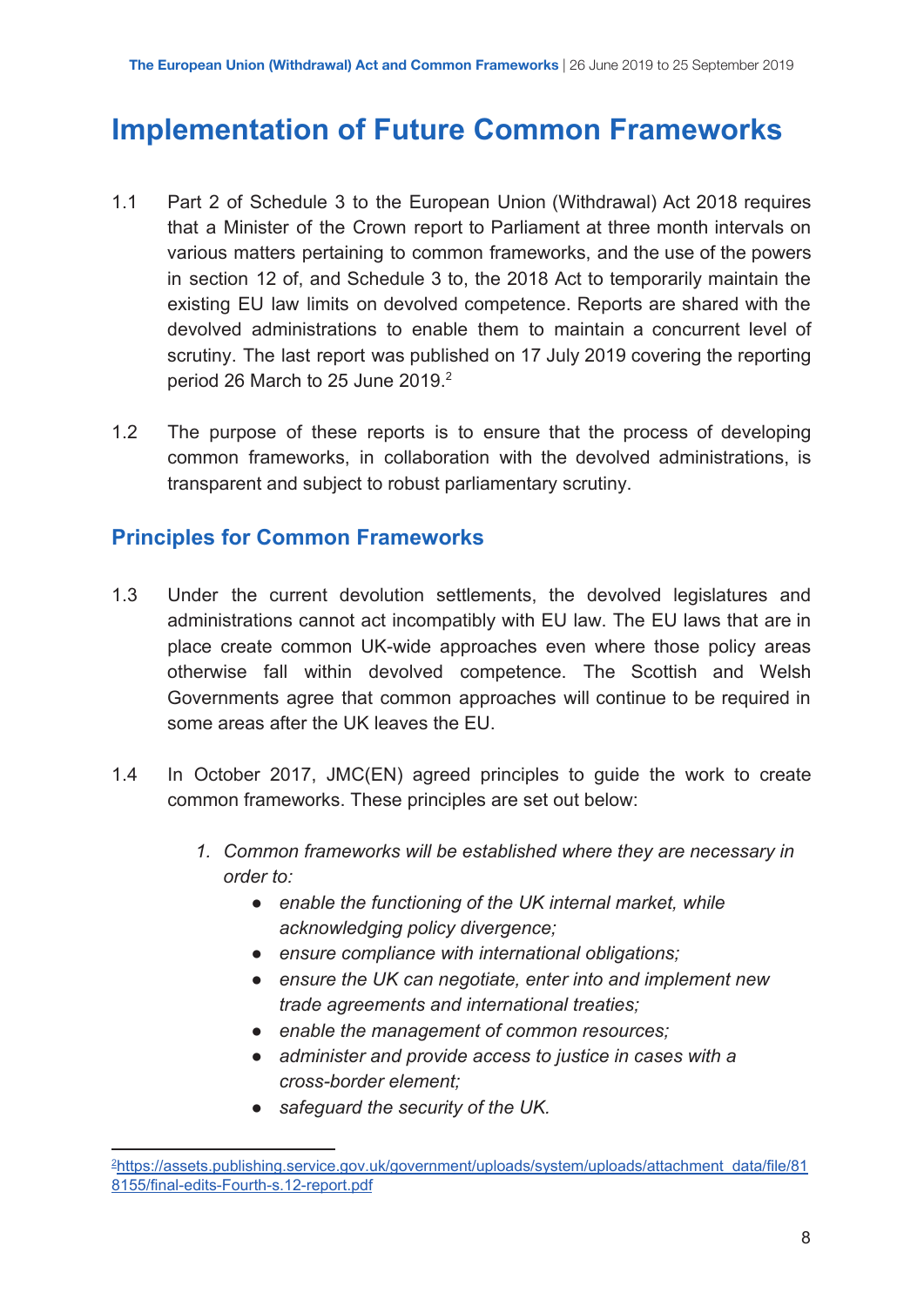# Implementation of Future Common Frameworks

1.1 Part 2 of Schedule 3 to the European Union (Withdrawal) Act 2018 requires that a Minister of the Crown report to Parliament at three month intervals on various matters pertaining to common frameworks, and the use of the powers in section 12 of, and Schedule 3 to, the 2018 Act to temporarily maintain the existing EU law limits on devolved competence. Reports are shared with the devolved administrations to enable them to maintain a concurrent level of scrutiny. The last report was published on 17 July 2019 covering the reporting period 26 March to 25 June 2019.[2]

1.2 The purpose of these reports is to ensure that the process of developing common frameworks, in collaboration with the devolved administrations, is transparent and subject to robust parliamentary scrutiny.

## Principles for Common Frameworks

1.3 Under the current devolution settlements, the devolved legislatures and administrations cannot act incompatibly with EU law. The EU laws that are in place create common UK-wide approaches even where those policy areas otherwise fall within devolved competence. The Scottish and Welsh Governments agree that common approaches will continue to be required in some areas after the UK leaves the EU.

1.4 In October 2017, JMC(EN) agreed principles to guide the work to create common frameworks. These principles are set out below:

1. *Common frameworks will be established where they are necessary in order to:*
   - *enable the functioning of the UK internal market, while acknowledging policy divergence;*
   - *ensure compliance with international obligations;*
   - *ensure the UK can negotiate, enter into and implement new trade agreements and international treaties;*
   - *enable the management of common resources;*
   - *administer and provide access to justice in cases with a cross-border element;*
   - *safeguard the security of the UK.*

---

[2] https://assets.publishing.service.gov.uk/government/uploads/system/uploads/attachment_data/file/818155/final-edits-Fourth-s.12-report.pdf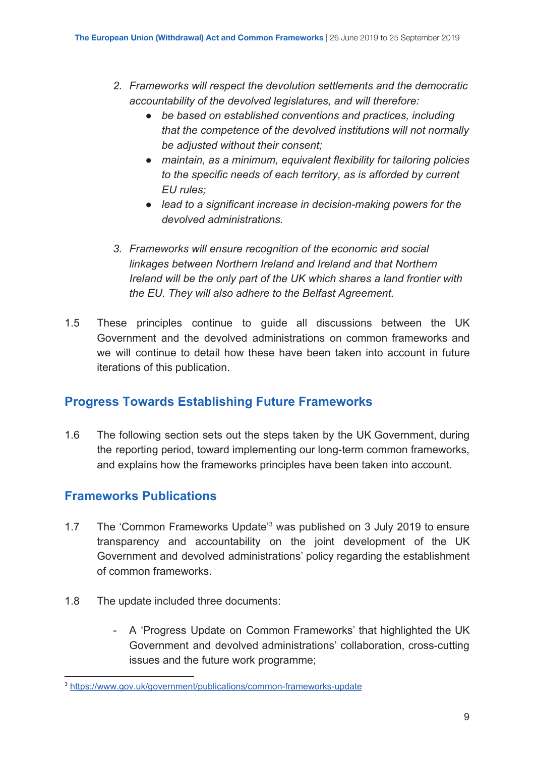2. *Frameworks will respect the devolution settlements and the democratic accountability of the devolved legislatures, and will therefore:*
   - *be based on established conventions and practices, including that the competence of the devolved institutions will not normally be adjusted without their consent;*
   - *maintain, as a minimum, equivalent flexibility for tailoring policies to the specific needs of each territory, as is afforded by current EU rules;*
   - *lead to a significant increase in decision-making powers for the devolved administrations.*

3. *Frameworks will ensure recognition of the economic and social linkages between Northern Ireland and Ireland and that Northern Ireland will be the only part of the UK which shares a land frontier with the EU. They will also adhere to the Belfast Agreement.*

1.5 These principles continue to guide all discussions between the UK Government and the devolved administrations on common frameworks and we will continue to detail how these have been taken into account in future iterations of this publication.

## Progress Towards Establishing Future Frameworks

1.6 The following section sets out the steps taken by the UK Government, during the reporting period, toward implementing our long-term common frameworks, and explains how the frameworks principles have been taken into account.

## Frameworks Publications

1.7 The 'Common Frameworks Update'[3] was published on 3 July 2019 to ensure transparency and accountability on the joint development of the UK Government and devolved administrations' policy regarding the establishment of common frameworks.

1.8 The update included three documents:

- A 'Progress Update on Common Frameworks' that highlighted the UK Government and devolved administrations' collaboration, cross-cutting issues and the future work programme;

[3] https://www.gov.uk/government/publications/common-frameworks-update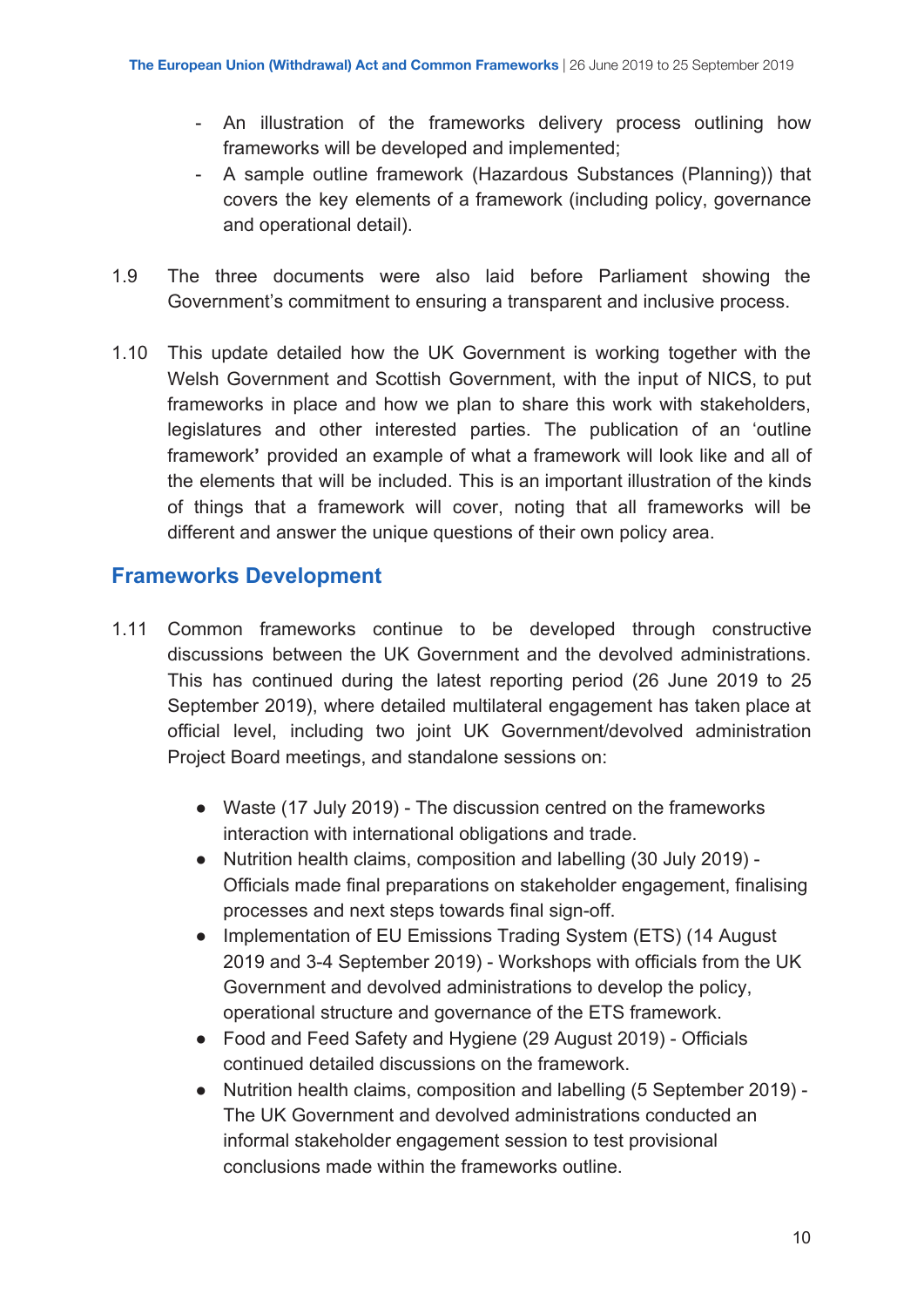- An illustration of the frameworks delivery process outlining how frameworks will be developed and implemented;
- A sample outline framework (Hazardous Substances (Planning)) that covers the key elements of a framework (including policy, governance and operational detail).

1.9 The three documents were also laid before Parliament showing the Government's commitment to ensuring a transparent and inclusive process.

1.10 This update detailed how the UK Government is working together with the Welsh Government and Scottish Government, with the input of NICS, to put frameworks in place and how we plan to share this work with stakeholders, legislatures and other interested parties. The publication of an 'outline framework**'** provided an example of what a framework will look like and all of the elements that will be included. This is an important illustration of the kinds of things that a framework will cover, noting that all frameworks will be different and answer the unique questions of their own policy area.

## Frameworks Development

1.11 Common frameworks continue to be developed through constructive discussions between the UK Government and the devolved administrations. This has continued during the latest reporting period (26 June 2019 to 25 September 2019), where detailed multilateral engagement has taken place at official level, including two joint UK Government/devolved administration Project Board meetings, and standalone sessions on:

- Waste (17 July 2019) - The discussion centred on the frameworks interaction with international obligations and trade.
- Nutrition health claims, composition and labelling (30 July 2019) - Officials made final preparations on stakeholder engagement, finalising processes and next steps towards final sign-off.
- Implementation of EU Emissions Trading System (ETS) (14 August 2019 and 3-4 September 2019) - Workshops with officials from the UK Government and devolved administrations to develop the policy, operational structure and governance of the ETS framework.
- Food and Feed Safety and Hygiene (29 August 2019) - Officials continued detailed discussions on the framework.
- Nutrition health claims, composition and labelling (5 September 2019) - The UK Government and devolved administrations conducted an informal stakeholder engagement session to test provisional conclusions made within the frameworks outline.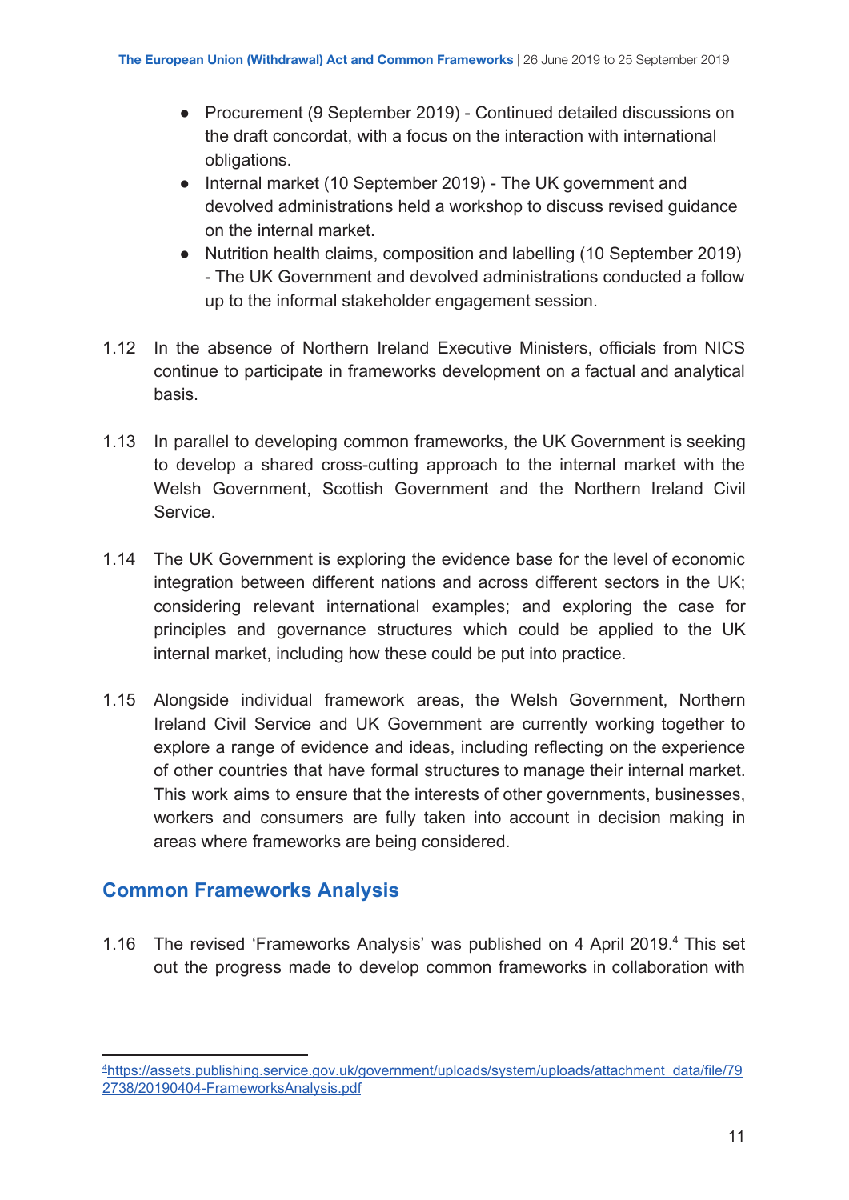- Procurement (9 September 2019) - Continued detailed discussions on the draft concordat, with a focus on the interaction with international obligations.
- Internal market (10 September 2019) - The UK government and devolved administrations held a workshop to discuss revised guidance on the internal market.
- Nutrition health claims, composition and labelling (10 September 2019) - The UK Government and devolved administrations conducted a follow up to the informal stakeholder engagement session.

1.12 In the absence of Northern Ireland Executive Ministers, officials from NICS continue to participate in frameworks development on a factual and analytical basis.

1.13 In parallel to developing common frameworks, the UK Government is seeking to develop a shared cross-cutting approach to the internal market with the Welsh Government, Scottish Government and the Northern Ireland Civil Service.

1.14 The UK Government is exploring the evidence base for the level of economic integration between different nations and across different sectors in the UK; considering relevant international examples; and exploring the case for principles and governance structures which could be applied to the UK internal market, including how these could be put into practice.

1.15 Alongside individual framework areas, the Welsh Government, Northern Ireland Civil Service and UK Government are currently working together to explore a range of evidence and ideas, including reflecting on the experience of other countries that have formal structures to manage their internal market. This work aims to ensure that the interests of other governments, businesses, workers and consumers are fully taken into account in decision making in areas where frameworks are being considered.

## Common Frameworks Analysis

1.16 The revised 'Frameworks Analysis' was published on 4 April 2019.[4] This set out the progress made to develop common frameworks in collaboration with

[4] https://assets.publishing.service.gov.uk/government/uploads/system/uploads/attachment_data/file/792738/20190404-FrameworksAnalysis.pdf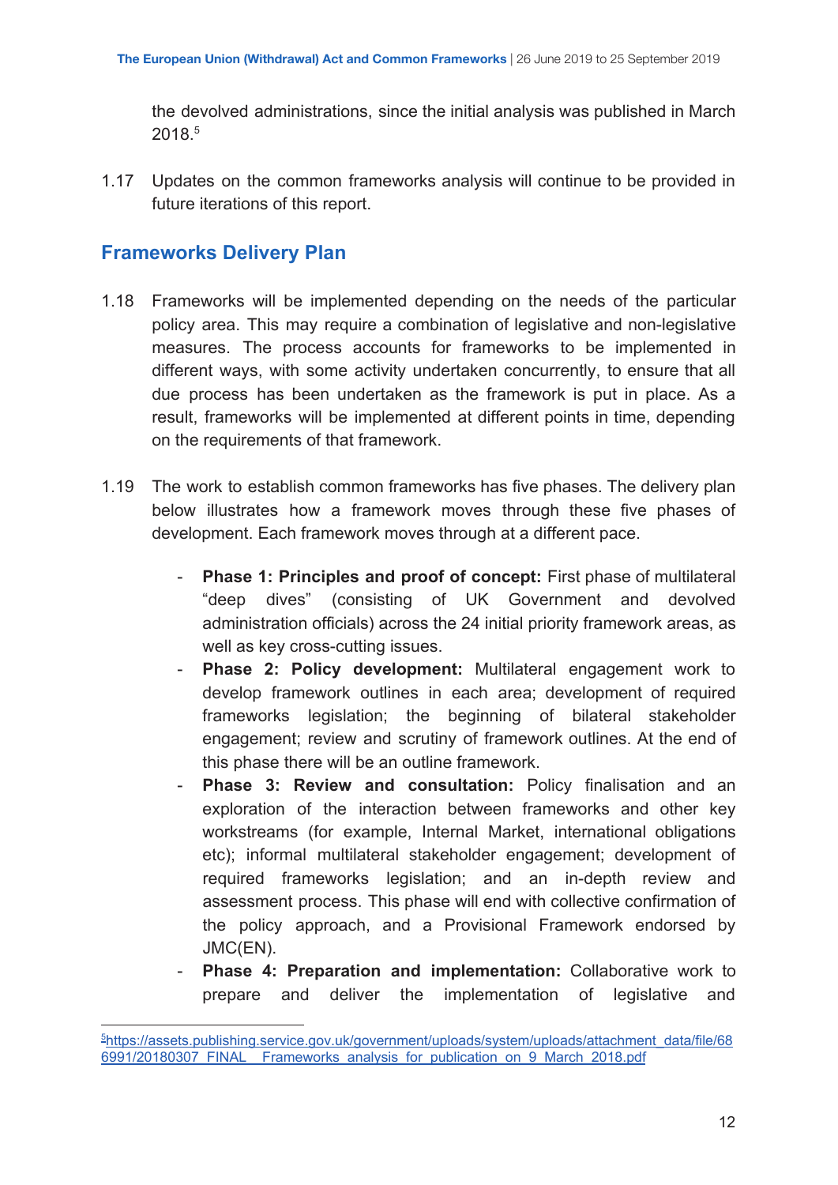the devolved administrations, since the initial analysis was published in March 2018.[5]

1.17 Updates on the common frameworks analysis will continue to be provided in future iterations of this report.

## Frameworks Delivery Plan

1.18 Frameworks will be implemented depending on the needs of the particular policy area. This may require a combination of legislative and non-legislative measures. The process accounts for frameworks to be implemented in different ways, with some activity undertaken concurrently, to ensure that all due process has been undertaken as the framework is put in place. As a result, frameworks will be implemented at different points in time, depending on the requirements of that framework.

1.19 The work to establish common frameworks has five phases. The delivery plan below illustrates how a framework moves through these five phases of development. Each framework moves through at a different pace.

- **Phase 1: Principles and proof of concept:** First phase of multilateral "deep dives" (consisting of UK Government and devolved administration officials) across the 24 initial priority framework areas, as well as key cross-cutting issues.
- **Phase 2: Policy development:** Multilateral engagement work to develop framework outlines in each area; development of required frameworks legislation; the beginning of bilateral stakeholder engagement; review and scrutiny of framework outlines. At the end of this phase there will be an outline framework.
- **Phase 3: Review and consultation:** Policy finalisation and an exploration of the interaction between frameworks and other key workstreams (for example, Internal Market, international obligations etc); informal multilateral stakeholder engagement; development of required frameworks legislation; and an in-depth review and assessment process. This phase will end with collective confirmation of the policy approach, and a Provisional Framework endorsed by JMC(EN).
- **Phase 4: Preparation and implementation:** Collaborative work to prepare and deliver the implementation of legislative and

[5] https://assets.publishing.service.gov.uk/government/uploads/system/uploads/attachment_data/file/686991/20180307_FINAL__Frameworks_analysis_for_publication_on_9_March_2018.pdf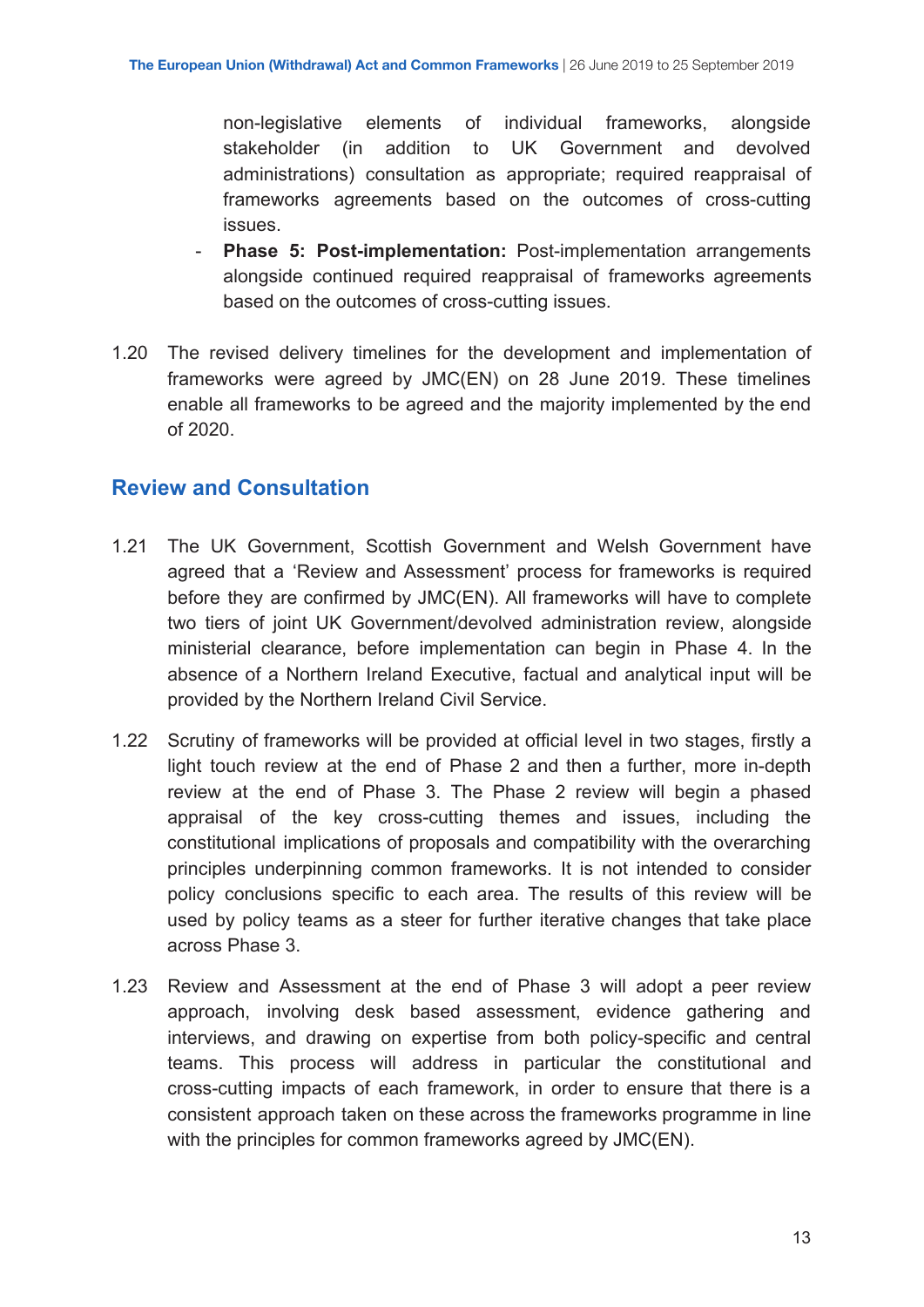non-legislative elements of individual frameworks, alongside stakeholder (in addition to UK Government and devolved administrations) consultation as appropriate; required reappraisal of frameworks agreements based on the outcomes of cross-cutting issues.

- **Phase 5: Post-implementation:** Post-implementation arrangements alongside continued required reappraisal of frameworks agreements based on the outcomes of cross-cutting issues.

1.20 The revised delivery timelines for the development and implementation of frameworks were agreed by JMC(EN) on 28 June 2019. These timelines enable all frameworks to be agreed and the majority implemented by the end of 2020.

## Review and Consultation

1.21 The UK Government, Scottish Government and Welsh Government have agreed that a 'Review and Assessment' process for frameworks is required before they are confirmed by JMC(EN). All frameworks will have to complete two tiers of joint UK Government/devolved administration review, alongside ministerial clearance, before implementation can begin in Phase 4. In the absence of a Northern Ireland Executive, factual and analytical input will be provided by the Northern Ireland Civil Service.

1.22 Scrutiny of frameworks will be provided at official level in two stages, firstly a light touch review at the end of Phase 2 and then a further, more in-depth review at the end of Phase 3. The Phase 2 review will begin a phased appraisal of the key cross-cutting themes and issues, including the constitutional implications of proposals and compatibility with the overarching principles underpinning common frameworks. It is not intended to consider policy conclusions specific to each area. The results of this review will be used by policy teams as a steer for further iterative changes that take place across Phase 3.

1.23 Review and Assessment at the end of Phase 3 will adopt a peer review approach, involving desk based assessment, evidence gathering and interviews, and drawing on expertise from both policy-specific and central teams. This process will address in particular the constitutional and cross-cutting impacts of each framework, in order to ensure that there is a consistent approach taken on these across the frameworks programme in line with the principles for common frameworks agreed by JMC(EN).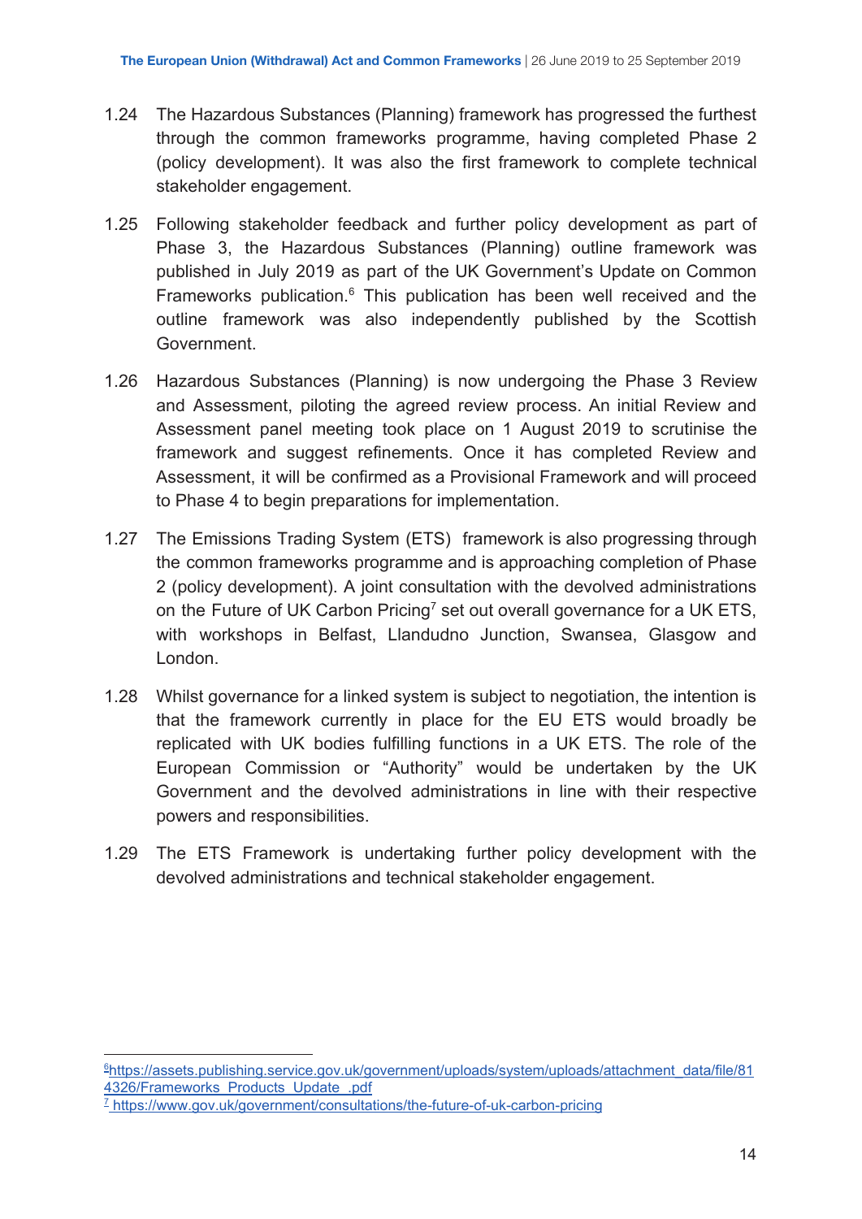1.24 The Hazardous Substances (Planning) framework has progressed the furthest through the common frameworks programme, having completed Phase 2 (policy development). It was also the first framework to complete technical stakeholder engagement.

1.25 Following stakeholder feedback and further policy development as part of Phase 3, the Hazardous Substances (Planning) outline framework was published in July 2019 as part of the UK Government's Update on Common Frameworks publication.[6] This publication has been well received and the outline framework was also independently published by the Scottish Government.

1.26 Hazardous Substances (Planning) is now undergoing the Phase 3 Review and Assessment, piloting the agreed review process. An initial Review and Assessment panel meeting took place on 1 August 2019 to scrutinise the framework and suggest refinements. Once it has completed Review and Assessment, it will be confirmed as a Provisional Framework and will proceed to Phase 4 to begin preparations for implementation.

1.27 The Emissions Trading System (ETS) framework is also progressing through the common frameworks programme and is approaching completion of Phase 2 (policy development). A joint consultation with the devolved administrations on the Future of UK Carbon Pricing[7] set out overall governance for a UK ETS, with workshops in Belfast, Llandudno Junction, Swansea, Glasgow and London.

1.28 Whilst governance for a linked system is subject to negotiation, the intention is that the framework currently in place for the EU ETS would broadly be replicated with UK bodies fulfilling functions in a UK ETS. The role of the European Commission or "Authority" would be undertaken by the UK Government and the devolved administrations in line with their respective powers and responsibilities.

1.29 The ETS Framework is undertaking further policy development with the devolved administrations and technical stakeholder engagement.

---

[6] https://assets.publishing.service.gov.uk/government/uploads/system/uploads/attachment_data/file/814326/Frameworks_Products_Update_.pdf

[7] https://www.gov.uk/government/consultations/the-future-of-uk-carbon-pricing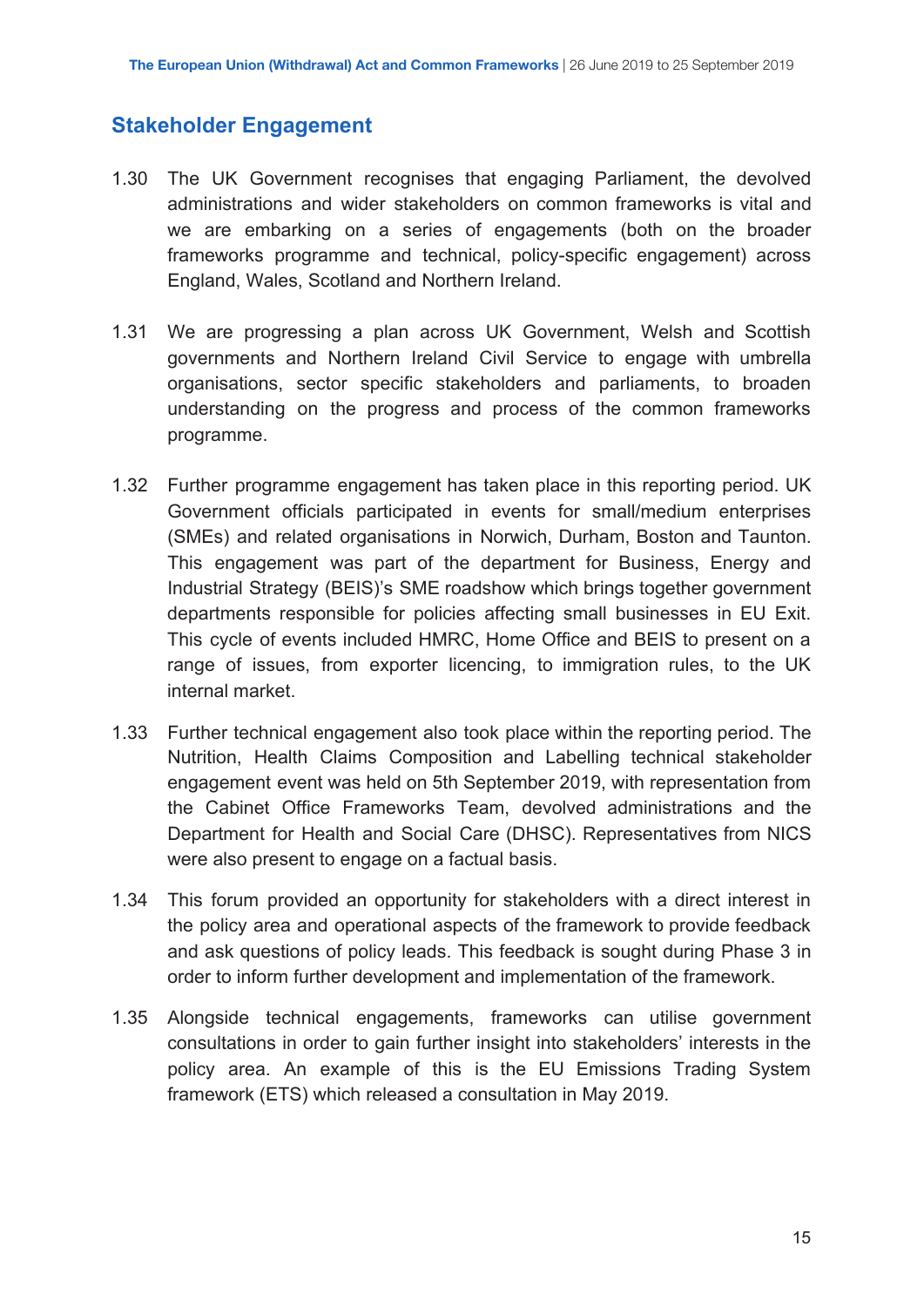## Stakeholder Engagement

1.30 The UK Government recognises that engaging Parliament, the devolved administrations and wider stakeholders on common frameworks is vital and we are embarking on a series of engagements (both on the broader frameworks programme and technical, policy-specific engagement) across England, Wales, Scotland and Northern Ireland.

1.31 We are progressing a plan across UK Government, Welsh and Scottish governments and Northern Ireland Civil Service to engage with umbrella organisations, sector specific stakeholders and parliaments, to broaden understanding on the progress and process of the common frameworks programme.

1.32 Further programme engagement has taken place in this reporting period. UK Government officials participated in events for small/medium enterprises (SMEs) and related organisations in Norwich, Durham, Boston and Taunton. This engagement was part of the department for Business, Energy and Industrial Strategy (BEIS)'s SME roadshow which brings together government departments responsible for policies affecting small businesses in EU Exit. This cycle of events included HMRC, Home Office and BEIS to present on a range of issues, from exporter licencing, to immigration rules, to the UK internal market.

1.33 Further technical engagement also took place within the reporting period. The Nutrition, Health Claims Composition and Labelling technical stakeholder engagement event was held on 5th September 2019, with representation from the Cabinet Office Frameworks Team, devolved administrations and the Department for Health and Social Care (DHSC). Representatives from NICS were also present to engage on a factual basis.

1.34 This forum provided an opportunity for stakeholders with a direct interest in the policy area and operational aspects of the framework to provide feedback and ask questions of policy leads. This feedback is sought during Phase 3 in order to inform further development and implementation of the framework.

1.35 Alongside technical engagements, frameworks can utilise government consultations in order to gain further insight into stakeholders' interests in the policy area. An example of this is the EU Emissions Trading System framework (ETS) which released a consultation in May 2019.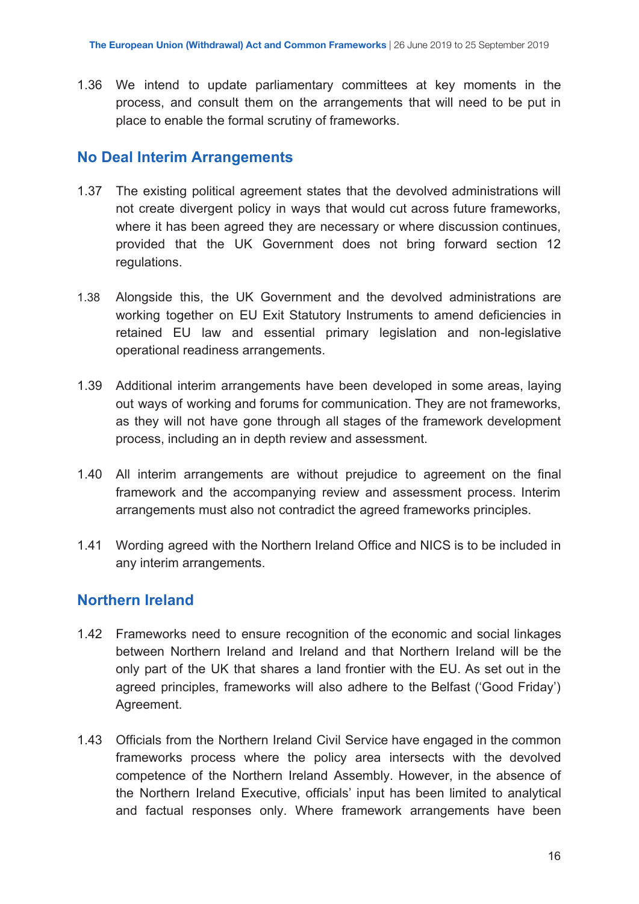1.36 We intend to update parliamentary committees at key moments in the process, and consult them on the arrangements that will need to be put in place to enable the formal scrutiny of frameworks.

## No Deal Interim Arrangements

1.37 The existing political agreement states that the devolved administrations will not create divergent policy in ways that would cut across future frameworks, where it has been agreed they are necessary or where discussion continues, provided that the UK Government does not bring forward section 12 regulations.

1.38 Alongside this, the UK Government and the devolved administrations are working together on EU Exit Statutory Instruments to amend deficiencies in retained EU law and essential primary legislation and non-legislative operational readiness arrangements.

1.39 Additional interim arrangements have been developed in some areas, laying out ways of working and forums for communication. They are not frameworks, as they will not have gone through all stages of the framework development process, including an in depth review and assessment.

1.40 All interim arrangements are without prejudice to agreement on the final framework and the accompanying review and assessment process. Interim arrangements must also not contradict the agreed frameworks principles.

1.41 Wording agreed with the Northern Ireland Office and NICS is to be included in any interim arrangements.

## Northern Ireland

1.42 Frameworks need to ensure recognition of the economic and social linkages between Northern Ireland and Ireland and that Northern Ireland will be the only part of the UK that shares a land frontier with the EU. As set out in the agreed principles, frameworks will also adhere to the Belfast ('Good Friday') Agreement.

1.43 Officials from the Northern Ireland Civil Service have engaged in the common frameworks process where the policy area intersects with the devolved competence of the Northern Ireland Assembly. However, in the absence of the Northern Ireland Executive, officials' input has been limited to analytical and factual responses only. Where framework arrangements have been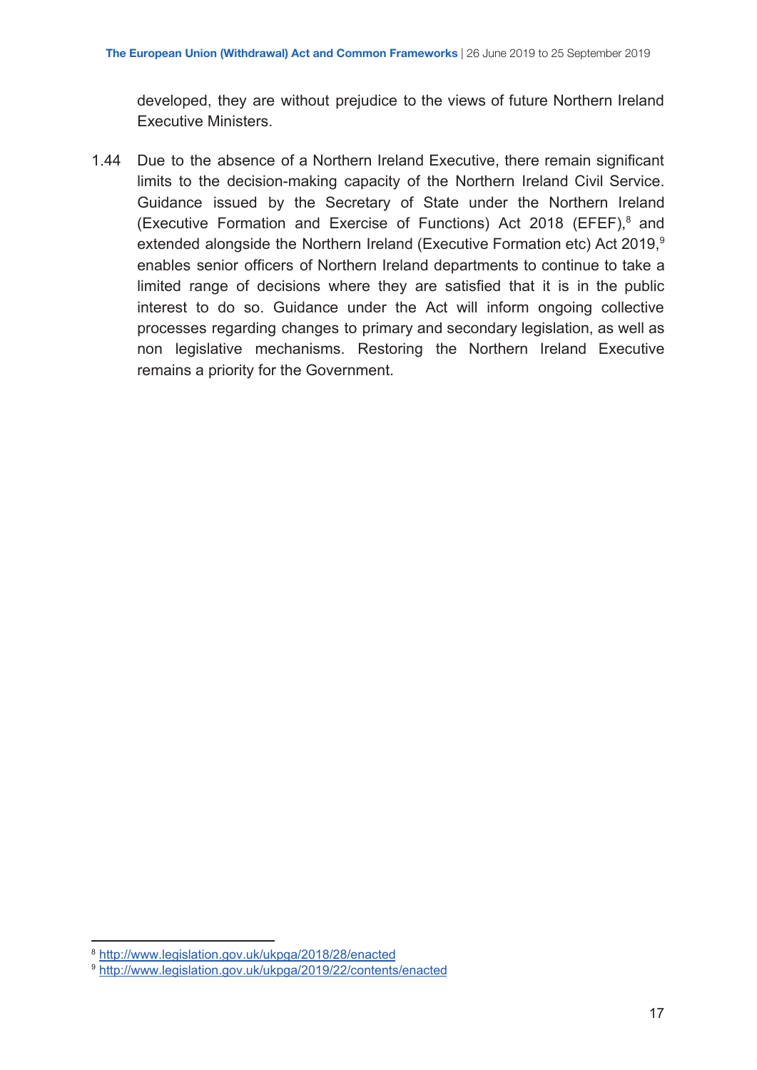developed, they are without prejudice to the views of future Northern Ireland Executive Ministers.

1.44 Due to the absence of a Northern Ireland Executive, there remain significant limits to the decision-making capacity of the Northern Ireland Civil Service. Guidance issued by the Secretary of State under the Northern Ireland (Executive Formation and Exercise of Functions) Act 2018 (EFEF),[8] and extended alongside the Northern Ireland (Executive Formation etc) Act 2019,[9] enables senior officers of Northern Ireland departments to continue to take a limited range of decisions where they are satisfied that it is in the public interest to do so. Guidance under the Act will inform ongoing collective processes regarding changes to primary and secondary legislation, as well as non legislative mechanisms. Restoring the Northern Ireland Executive remains a priority for the Government.

---

[8] http://www.legislation.gov.uk/ukpga/2018/28/enacted

[9] http://www.legislation.gov.uk/ukpga/2019/22/contents/enacted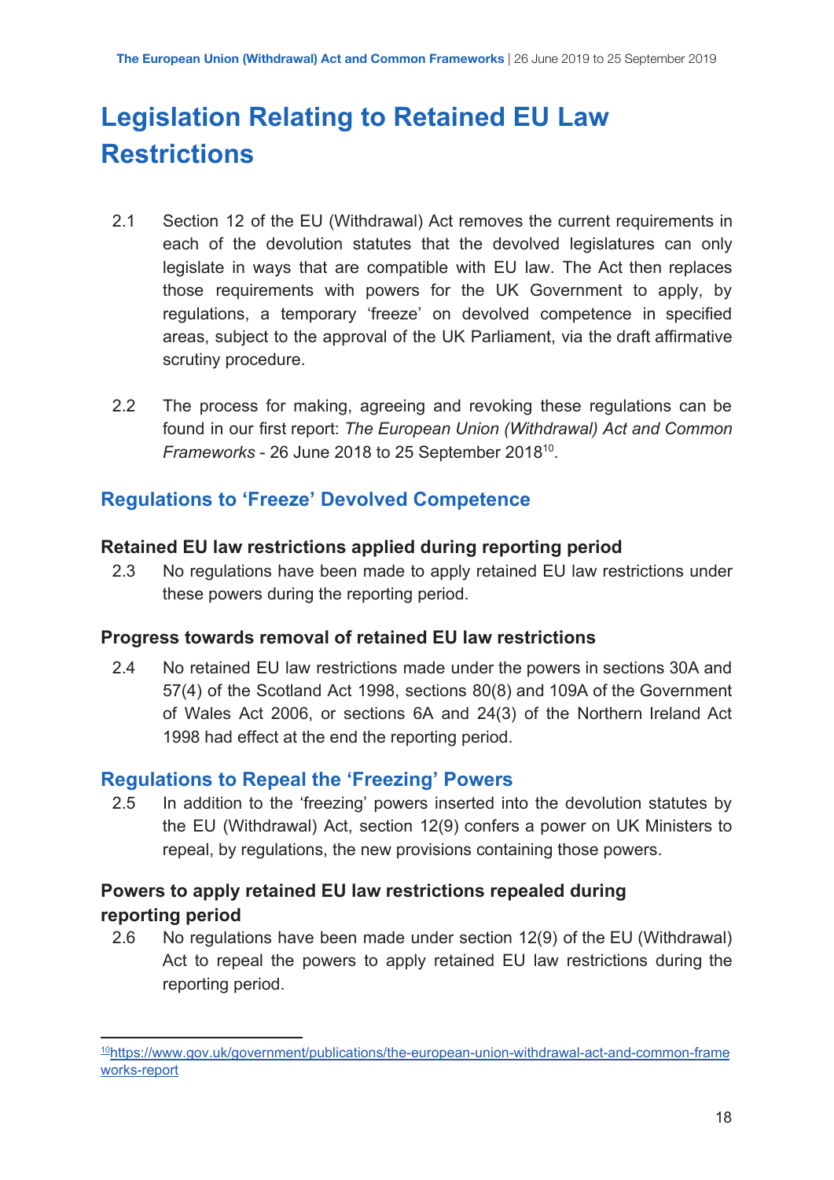# Legislation Relating to Retained EU Law Restrictions

2.1 Section 12 of the EU (Withdrawal) Act removes the current requirements in each of the devolution statutes that the devolved legislatures can only legislate in ways that are compatible with EU law. The Act then replaces those requirements with powers for the UK Government to apply, by regulations, a temporary 'freeze' on devolved competence in specified areas, subject to the approval of the UK Parliament, via the draft affirmative scrutiny procedure.

2.2 The process for making, agreeing and revoking these regulations can be found in our first report: *The European Union (Withdrawal) Act and Common Frameworks* - 26 June 2018 to 25 September 2018[10].

## Regulations to 'Freeze' Devolved Competence

### Retained EU law restrictions applied during reporting period

2.3 No regulations have been made to apply retained EU law restrictions under these powers during the reporting period.

### Progress towards removal of retained EU law restrictions

2.4 No retained EU law restrictions made under the powers in sections 30A and 57(4) of the Scotland Act 1998, sections 80(8) and 109A of the Government of Wales Act 2006, or sections 6A and 24(3) of the Northern Ireland Act 1998 had effect at the end the reporting period.

## Regulations to Repeal the 'Freezing' Powers

2.5 In addition to the 'freezing' powers inserted into the devolution statutes by the EU (Withdrawal) Act, section 12(9) confers a power on UK Ministers to repeal, by regulations, the new provisions containing those powers.

### Powers to apply retained EU law restrictions repealed during reporting period

2.6 No regulations have been made under section 12(9) of the EU (Withdrawal) Act to repeal the powers to apply retained EU law restrictions during the reporting period.

---

[10] https://www.gov.uk/government/publications/the-european-union-withdrawal-act-and-common-frameworks-report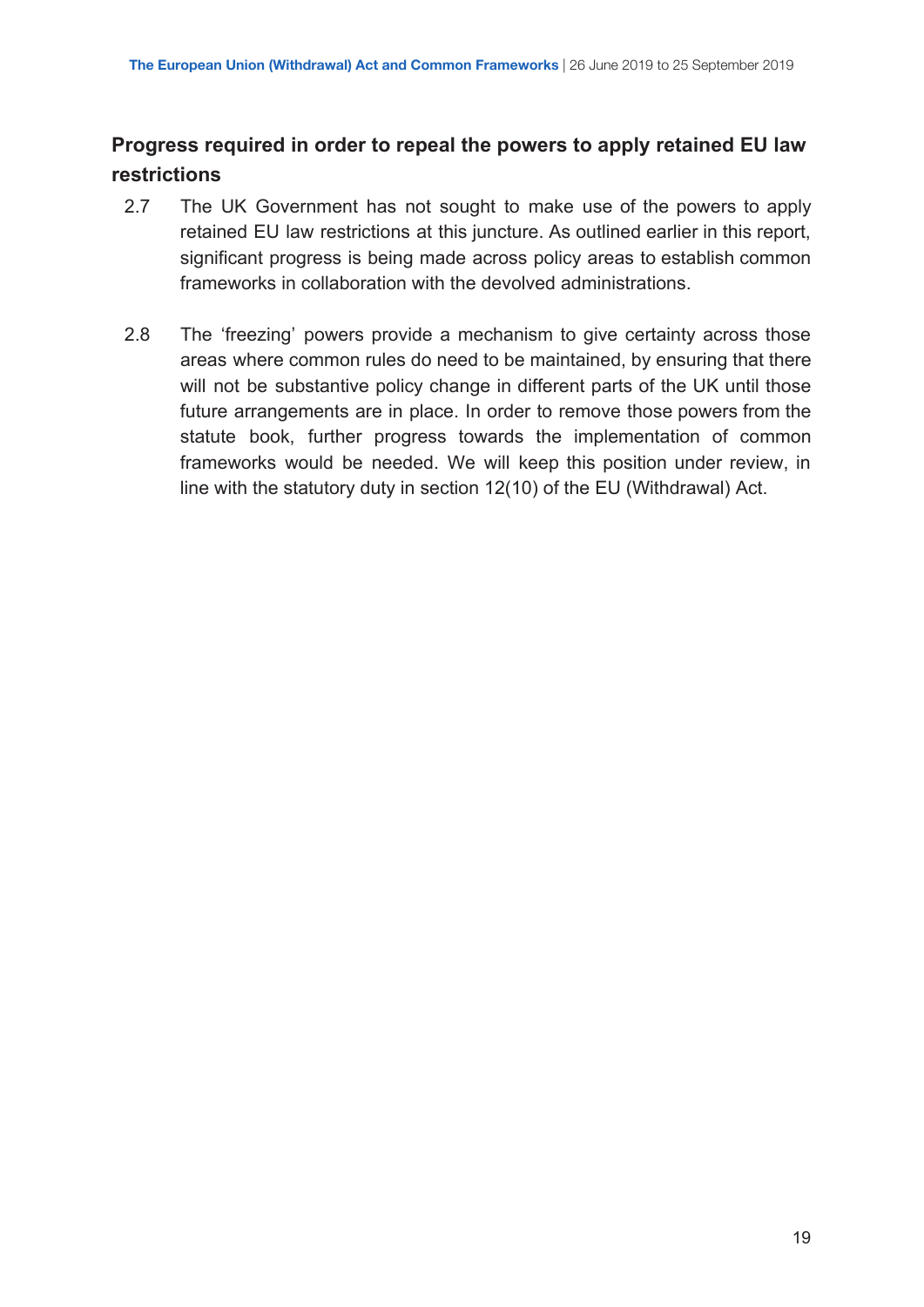## Progress required in order to repeal the powers to apply retained EU law restrictions

2.7 The UK Government has not sought to make use of the powers to apply retained EU law restrictions at this juncture. As outlined earlier in this report, significant progress is being made across policy areas to establish common frameworks in collaboration with the devolved administrations.

2.8 The 'freezing' powers provide a mechanism to give certainty across those areas where common rules do need to be maintained, by ensuring that there will not be substantive policy change in different parts of the UK until those future arrangements are in place. In order to remove those powers from the statute book, further progress towards the implementation of common frameworks would be needed. We will keep this position under review, in line with the statutory duty in section 12(10) of the EU (Withdrawal) Act.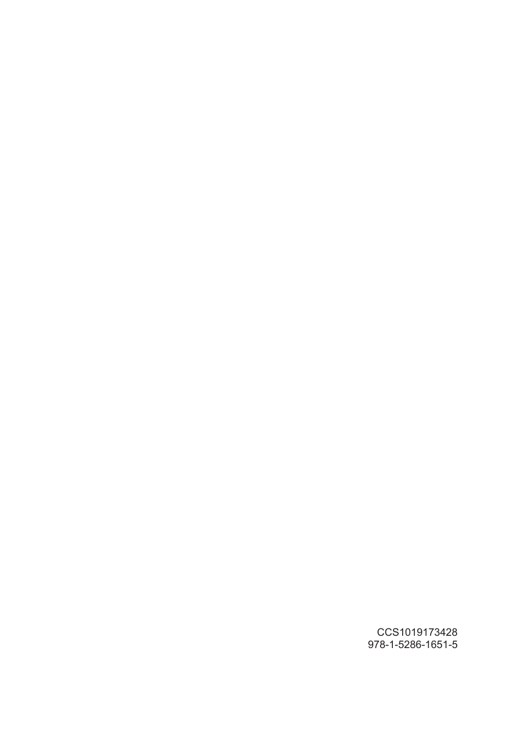CCS1019173428
978-1-5286-1651-5